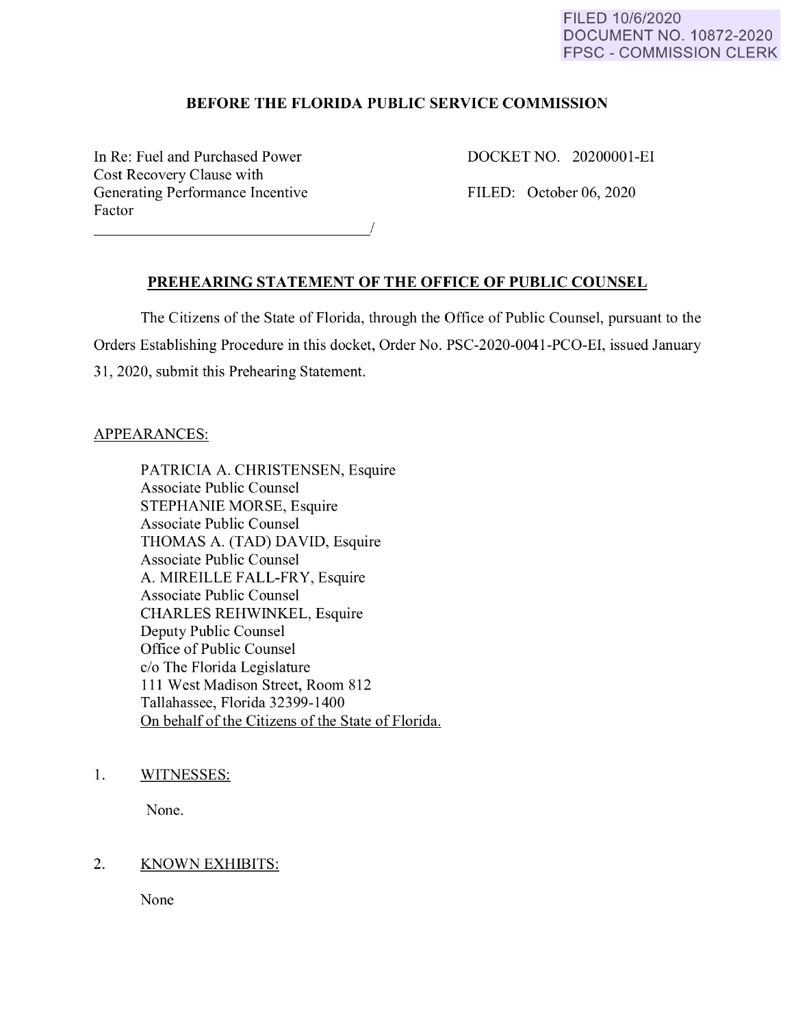FILED 10/6/2020
DOCUMENT NO. 10872-2020
FPSC - COMMISSION CLERK

**BEFORE THE FLORIDA PUBLIC SERVICE COMMISSION**

In Re: Fuel and Purchased Power Cost Recovery Clause with Generating Performance Incentive Factor
_________________________________/

DOCKET NO. 20200001-EI

FILED: October 06, 2020

## PREHEARING STATEMENT OF THE OFFICE OF PUBLIC COUNSEL

The Citizens of the State of Florida, through the Office of Public Counsel, pursuant to the Orders Establishing Procedure in this docket, Order No. PSC-2020-0041-PCO-EI, issued January 31, 2020, submit this Prehearing Statement.

APPEARANCES:

PATRICIA A. CHRISTENSEN, Esquire
Associate Public Counsel
STEPHANIE MORSE, Esquire
Associate Public Counsel
THOMAS A. (TAD) DAVID, Esquire
Associate Public Counsel
A. MIREILLE FALL-FRY, Esquire
Associate Public Counsel
CHARLES REHWINKEL, Esquire
Deputy Public Counsel
Office of Public Counsel
c/o The Florida Legislature
111 West Madison Street, Room 812
Tallahassee, Florida 32399-1400
On behalf of the Citizens of the State of Florida.

1. WITNESSES:

   None.

2. KNOWN EXHIBITS:

   None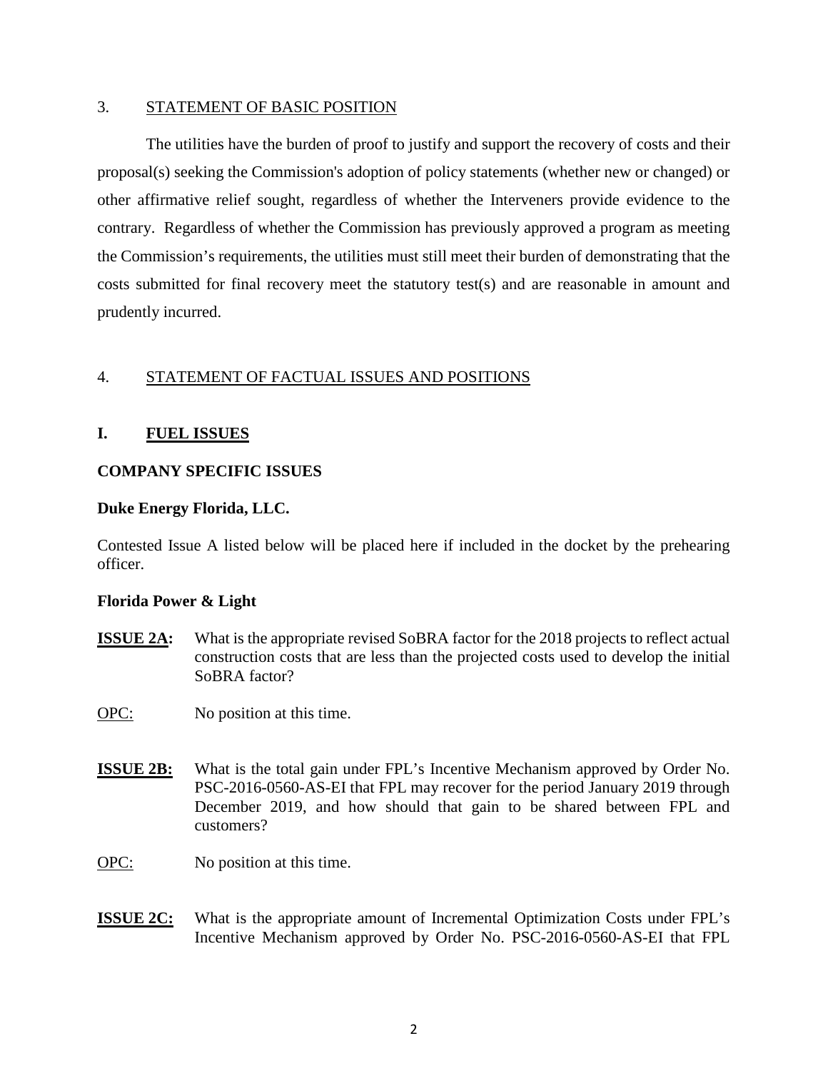## 3. STATEMENT OF BASIC POSITION

The utilities have the burden of proof to justify and support the recovery of costs and their proposal(s) seeking the Commission's adoption of policy statements (whether new or changed) or other affirmative relief sought, regardless of whether the Interveners provide evidence to the contrary. Regardless of whether the Commission has previously approved a program as meeting the Commission's requirements, the utilities must still meet their burden of demonstrating that the costs submitted for final recovery meet the statutory test(s) and are reasonable in amount and prudently incurred.

## 4. STATEMENT OF FACTUAL ISSUES AND POSITIONS

### I. FUEL ISSUES

**COMPANY SPECIFIC ISSUES**

**Duke Energy Florida, LLC.**

Contested Issue A listed below will be placed here if included in the docket by the prehearing officer.

**Florida Power & Light**

**ISSUE 2A:** What is the appropriate revised SoBRA factor for the 2018 projects to reflect actual construction costs that are less than the projected costs used to develop the initial SoBRA factor?

OPC: No position at this time.

**ISSUE 2B:** What is the total gain under FPL's Incentive Mechanism approved by Order No. PSC-2016-0560-AS-EI that FPL may recover for the period January 2019 through December 2019, and how should that gain to be shared between FPL and customers?

OPC: No position at this time.

**ISSUE 2C:** What is the appropriate amount of Incremental Optimization Costs under FPL's Incentive Mechanism approved by Order No. PSC-2016-0560-AS-EI that FPL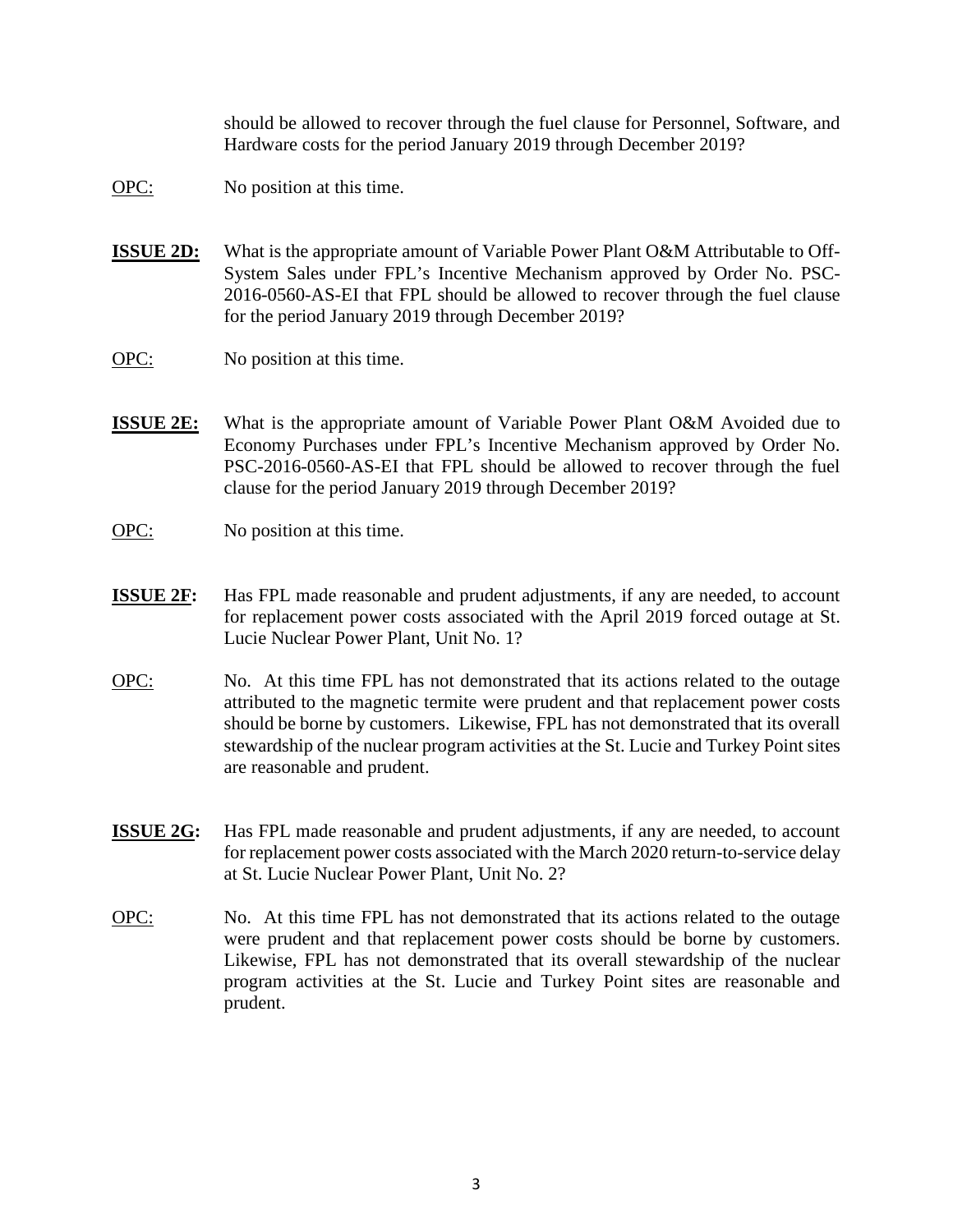should be allowed to recover through the fuel clause for Personnel, Software, and Hardware costs for the period January 2019 through December 2019?

OPC: No position at this time.

**ISSUE 2D:** What is the appropriate amount of Variable Power Plant O&M Attributable to Off-System Sales under FPL's Incentive Mechanism approved by Order No. PSC-2016-0560-AS-EI that FPL should be allowed to recover through the fuel clause for the period January 2019 through December 2019?

OPC: No position at this time.

**ISSUE 2E:** What is the appropriate amount of Variable Power Plant O&M Avoided due to Economy Purchases under FPL's Incentive Mechanism approved by Order No. PSC-2016-0560-AS-EI that FPL should be allowed to recover through the fuel clause for the period January 2019 through December 2019?

OPC: No position at this time.

**ISSUE 2F:** Has FPL made reasonable and prudent adjustments, if any are needed, to account for replacement power costs associated with the April 2019 forced outage at St. Lucie Nuclear Power Plant, Unit No. 1?

OPC: No. At this time FPL has not demonstrated that its actions related to the outage attributed to the magnetic termite were prudent and that replacement power costs should be borne by customers. Likewise, FPL has not demonstrated that its overall stewardship of the nuclear program activities at the St. Lucie and Turkey Point sites are reasonable and prudent.

**ISSUE 2G:** Has FPL made reasonable and prudent adjustments, if any are needed, to account for replacement power costs associated with the March 2020 return-to-service delay at St. Lucie Nuclear Power Plant, Unit No. 2?

OPC: No. At this time FPL has not demonstrated that its actions related to the outage were prudent and that replacement power costs should be borne by customers. Likewise, FPL has not demonstrated that its overall stewardship of the nuclear program activities at the St. Lucie and Turkey Point sites are reasonable and prudent.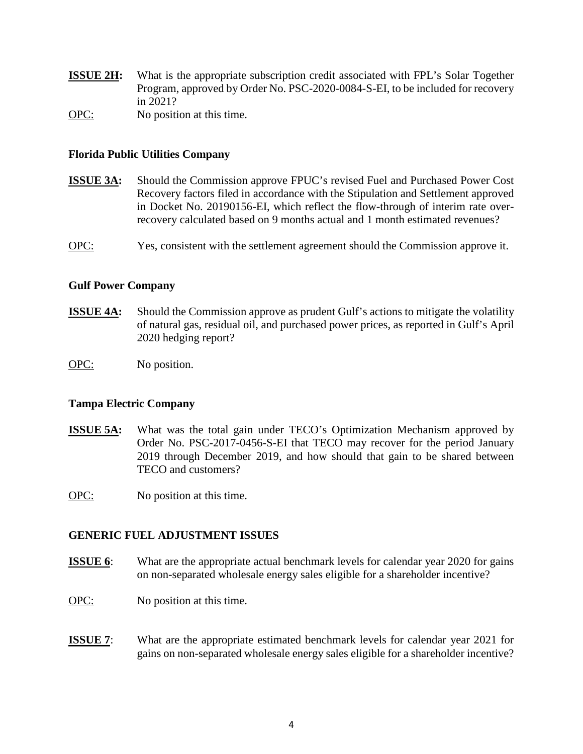**ISSUE 2H:** What is the appropriate subscription credit associated with FPL's Solar Together Program, approved by Order No. PSC-2020-0084-S-EI, to be included for recovery in 2021?

OPC: No position at this time.

### Florida Public Utilities Company

**ISSUE 3A:** Should the Commission approve FPUC's revised Fuel and Purchased Power Cost Recovery factors filed in accordance with the Stipulation and Settlement approved in Docket No. 20190156-EI, which reflect the flow-through of interim rate over-recovery calculated based on 9 months actual and 1 month estimated revenues?

OPC: Yes, consistent with the settlement agreement should the Commission approve it.

### Gulf Power Company

**ISSUE 4A:** Should the Commission approve as prudent Gulf's actions to mitigate the volatility of natural gas, residual oil, and purchased power prices, as reported in Gulf's April 2020 hedging report?

OPC: No position.

### Tampa Electric Company

**ISSUE 5A:** What was the total gain under TECO's Optimization Mechanism approved by Order No. PSC-2017-0456-S-EI that TECO may recover for the period January 2019 through December 2019, and how should that gain to be shared between TECO and customers?

OPC: No position at this time.

### GENERIC FUEL ADJUSTMENT ISSUES

**ISSUE 6**: What are the appropriate actual benchmark levels for calendar year 2020 for gains on non-separated wholesale energy sales eligible for a shareholder incentive?

OPC: No position at this time.

**ISSUE 7**: What are the appropriate estimated benchmark levels for calendar year 2021 for gains on non-separated wholesale energy sales eligible for a shareholder incentive?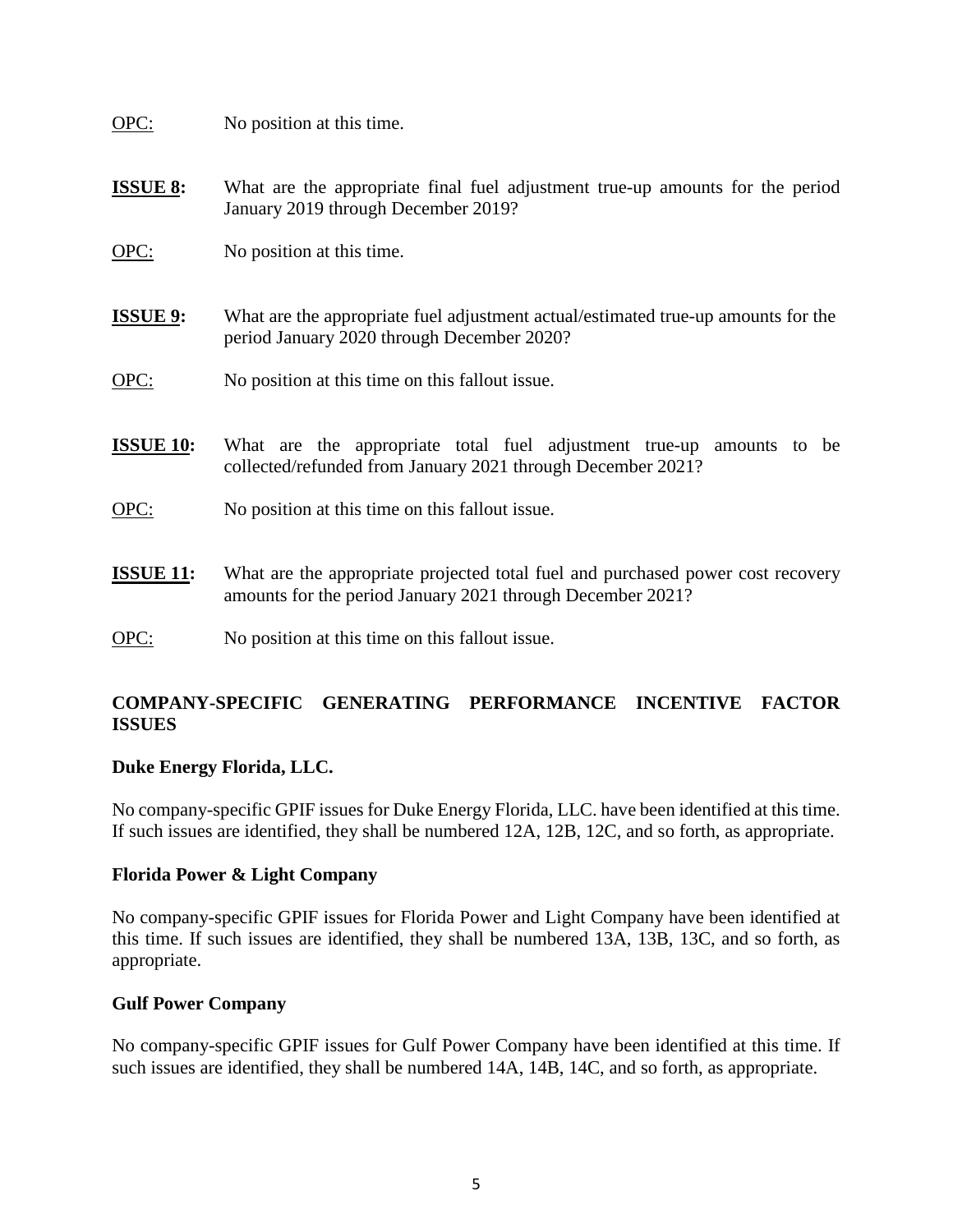OPC: No position at this time.

**ISSUE 8:** What are the appropriate final fuel adjustment true-up amounts for the period January 2019 through December 2019?

OPC: No position at this time.

**ISSUE 9:** What are the appropriate fuel adjustment actual/estimated true-up amounts for the period January 2020 through December 2020?

OPC: No position at this time on this fallout issue.

**ISSUE 10:** What are the appropriate total fuel adjustment true-up amounts to be collected/refunded from January 2021 through December 2021?

OPC: No position at this time on this fallout issue.

**ISSUE 11:** What are the appropriate projected total fuel and purchased power cost recovery amounts for the period January 2021 through December 2021?

OPC: No position at this time on this fallout issue.

## COMPANY-SPECIFIC GENERATING PERFORMANCE INCENTIVE FACTOR ISSUES

### Duke Energy Florida, LLC.

No company-specific GPIF issues for Duke Energy Florida, LLC. have been identified at this time. If such issues are identified, they shall be numbered 12A, 12B, 12C, and so forth, as appropriate.

### Florida Power & Light Company

No company-specific GPIF issues for Florida Power and Light Company have been identified at this time. If such issues are identified, they shall be numbered 13A, 13B, 13C, and so forth, as appropriate.

### Gulf Power Company

No company-specific GPIF issues for Gulf Power Company have been identified at this time. If such issues are identified, they shall be numbered 14A, 14B, 14C, and so forth, as appropriate.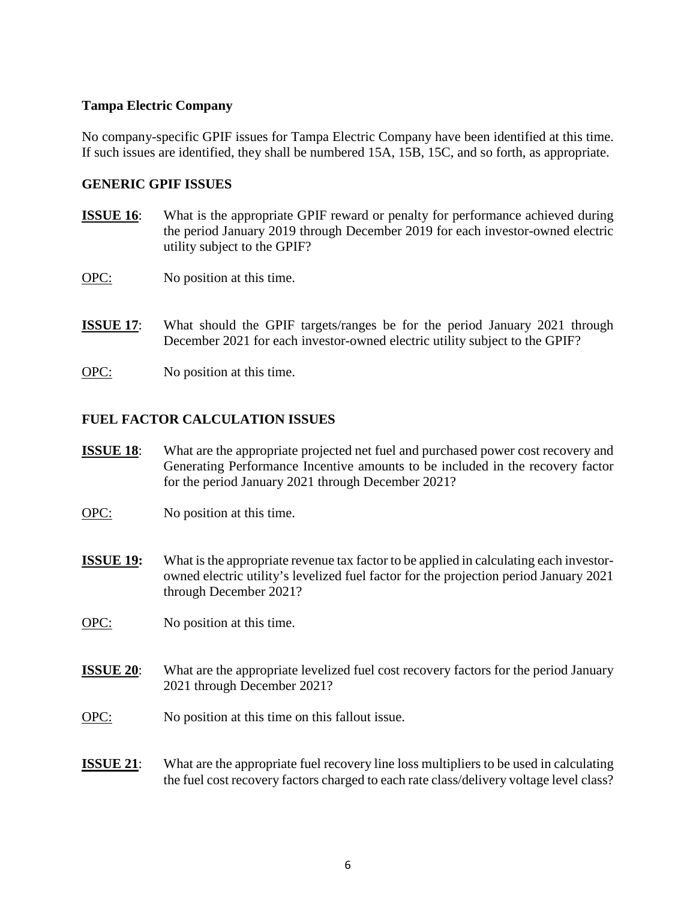**Tampa Electric Company**

No company-specific GPIF issues for Tampa Electric Company have been identified at this time. If such issues are identified, they shall be numbered 15A, 15B, 15C, and so forth, as appropriate.

**GENERIC GPIF ISSUES**

**ISSUE 16**: What is the appropriate GPIF reward or penalty for performance achieved during the period January 2019 through December 2019 for each investor-owned electric utility subject to the GPIF?

OPC: No position at this time.

**ISSUE 17**: What should the GPIF targets/ranges be for the period January 2021 through December 2021 for each investor-owned electric utility subject to the GPIF?

OPC: No position at this time.

**FUEL FACTOR CALCULATION ISSUES**

**ISSUE 18**: What are the appropriate projected net fuel and purchased power cost recovery and Generating Performance Incentive amounts to be included in the recovery factor for the period January 2021 through December 2021?

OPC: No position at this time.

**ISSUE 19:** What is the appropriate revenue tax factor to be applied in calculating each investor-owned electric utility's levelized fuel factor for the projection period January 2021 through December 2021?

OPC: No position at this time.

**ISSUE 20**: What are the appropriate levelized fuel cost recovery factors for the period January 2021 through December 2021?

OPC: No position at this time on this fallout issue.

**ISSUE 21**: What are the appropriate fuel recovery line loss multipliers to be used in calculating the fuel cost recovery factors charged to each rate class/delivery voltage level class?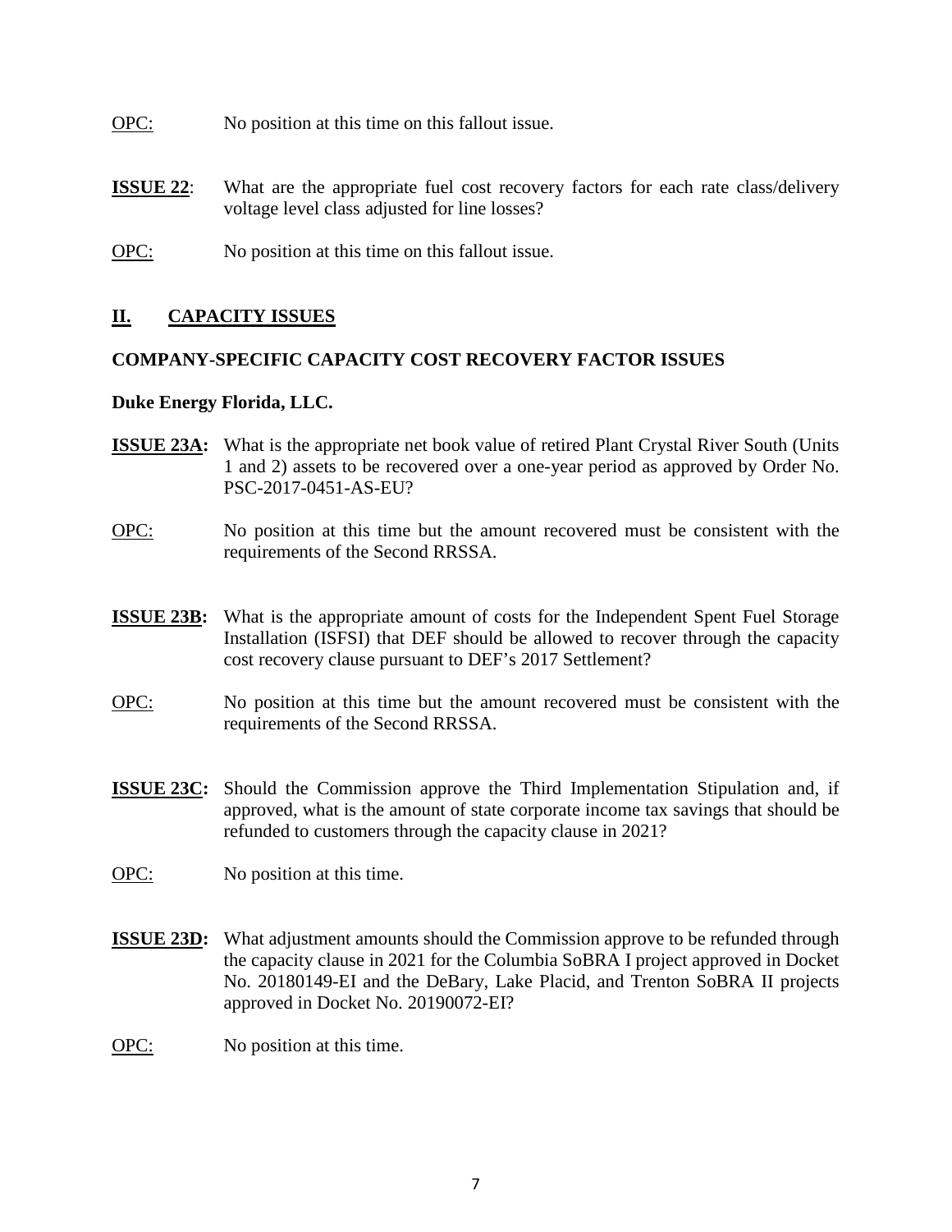OPC: No position at this time on this fallout issue.

**ISSUE 22**: What are the appropriate fuel cost recovery factors for each rate class/delivery voltage level class adjusted for line losses?

OPC: No position at this time on this fallout issue.

## II. CAPACITY ISSUES

### COMPANY-SPECIFIC CAPACITY COST RECOVERY FACTOR ISSUES

**Duke Energy Florida, LLC.**

**ISSUE 23A:** What is the appropriate net book value of retired Plant Crystal River South (Units 1 and 2) assets to be recovered over a one-year period as approved by Order No. PSC-2017-0451-AS-EU?

OPC: No position at this time but the amount recovered must be consistent with the requirements of the Second RRSSA.

**ISSUE 23B:** What is the appropriate amount of costs for the Independent Spent Fuel Storage Installation (ISFSI) that DEF should be allowed to recover through the capacity cost recovery clause pursuant to DEF's 2017 Settlement?

OPC: No position at this time but the amount recovered must be consistent with the requirements of the Second RRSSA.

**ISSUE 23C:** Should the Commission approve the Third Implementation Stipulation and, if approved, what is the amount of state corporate income tax savings that should be refunded to customers through the capacity clause in 2021?

OPC: No position at this time.

**ISSUE 23D:** What adjustment amounts should the Commission approve to be refunded through the capacity clause in 2021 for the Columbia SoBRA I project approved in Docket No. 20180149-EI and the DeBary, Lake Placid, and Trenton SoBRA II projects approved in Docket No. 20190072-EI?

OPC: No position at this time.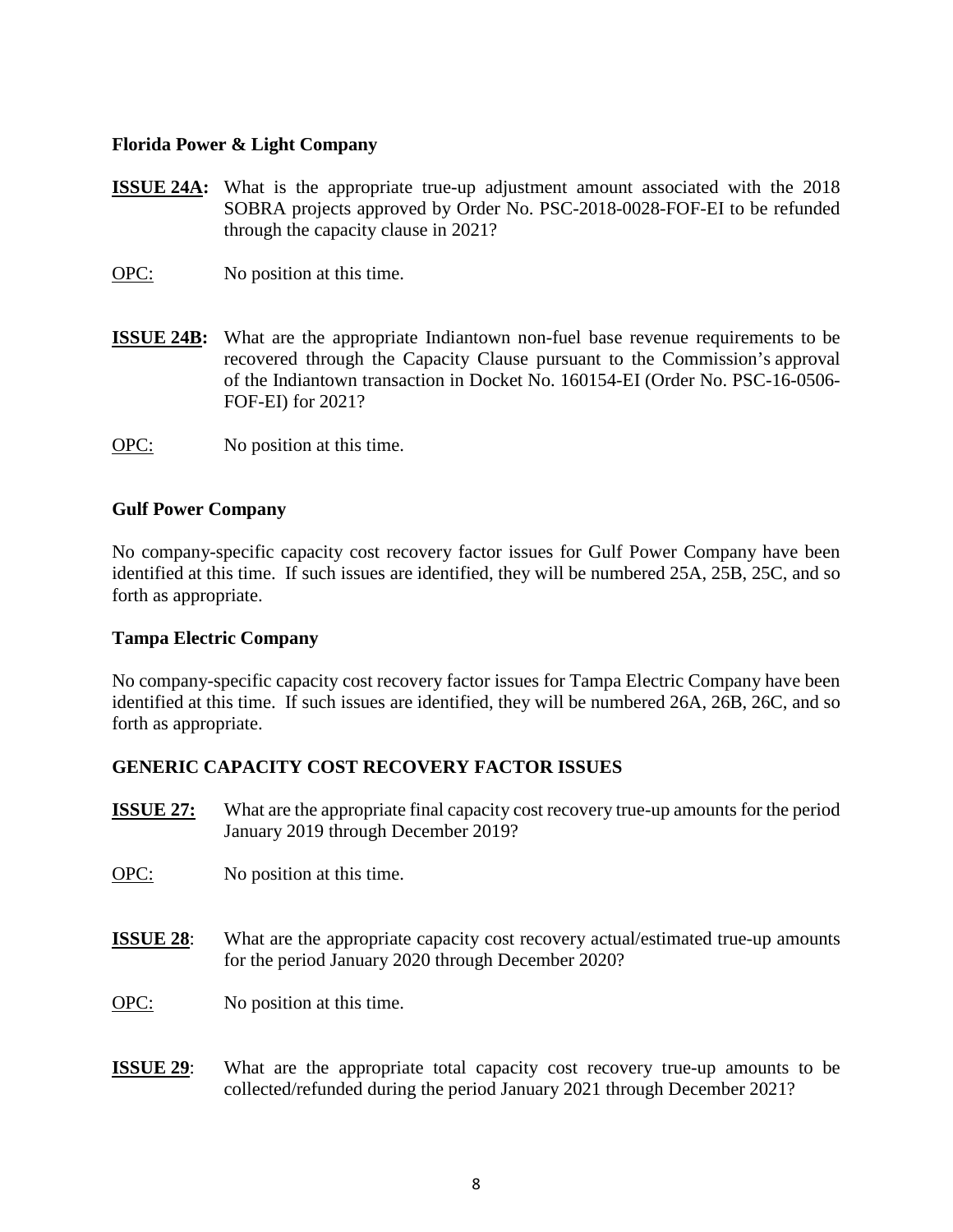**Florida Power & Light Company**

**ISSUE 24A:** What is the appropriate true-up adjustment amount associated with the 2018 SOBRA projects approved by Order No. PSC-2018-0028-FOF-EI to be refunded through the capacity clause in 2021?

OPC: No position at this time.

**ISSUE 24B:** What are the appropriate Indiantown non-fuel base revenue requirements to be recovered through the Capacity Clause pursuant to the Commission's approval of the Indiantown transaction in Docket No. 160154-EI (Order No. PSC-16-0506-FOF-EI) for 2021?

OPC: No position at this time.

**Gulf Power Company**

No company-specific capacity cost recovery factor issues for Gulf Power Company have been identified at this time. If such issues are identified, they will be numbered 25A, 25B, 25C, and so forth as appropriate.

**Tampa Electric Company**

No company-specific capacity cost recovery factor issues for Tampa Electric Company have been identified at this time. If such issues are identified, they will be numbered 26A, 26B, 26C, and so forth as appropriate.

**GENERIC CAPACITY COST RECOVERY FACTOR ISSUES**

**ISSUE 27:** What are the appropriate final capacity cost recovery true-up amounts for the period January 2019 through December 2019?

OPC: No position at this time.

**ISSUE 28**: What are the appropriate capacity cost recovery actual/estimated true-up amounts for the period January 2020 through December 2020?

OPC: No position at this time.

**ISSUE 29**: What are the appropriate total capacity cost recovery true-up amounts to be collected/refunded during the period January 2021 through December 2021?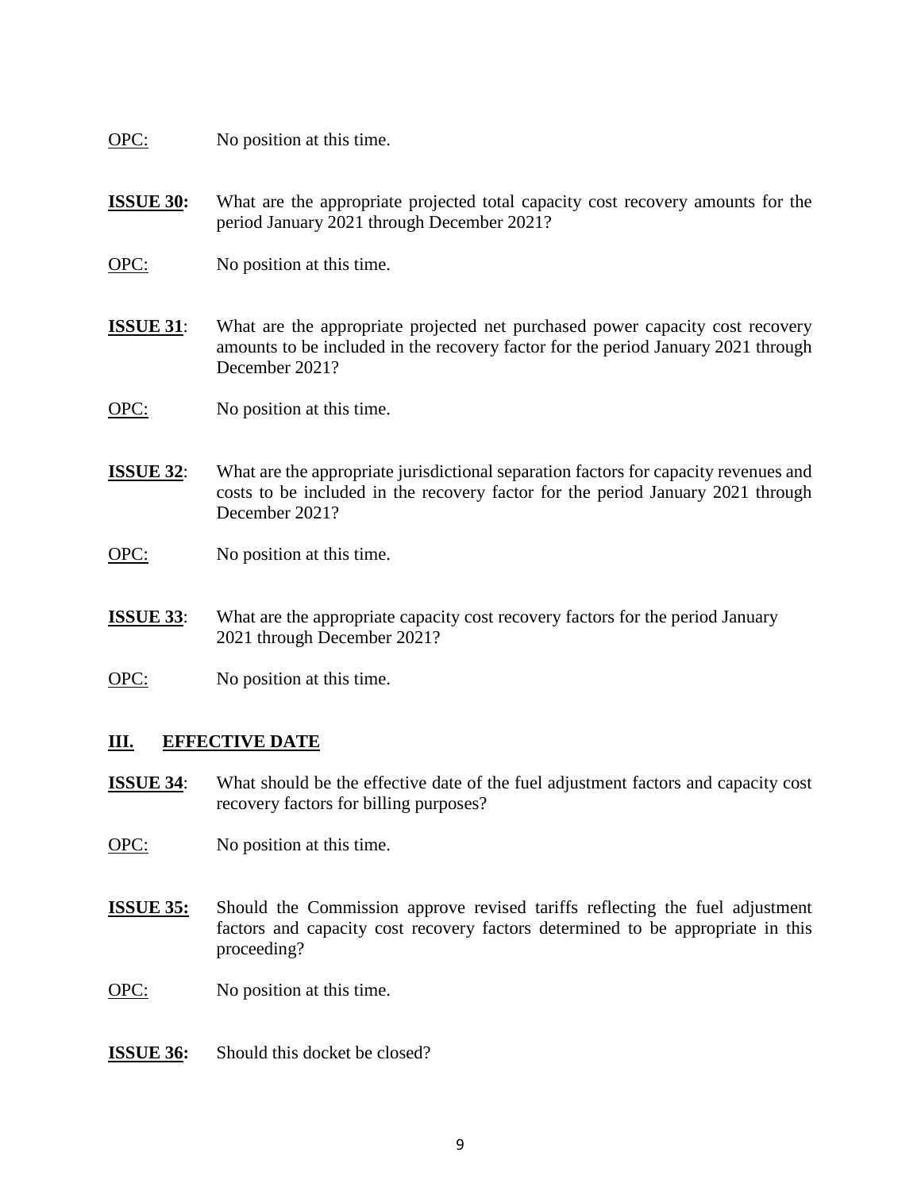<u>OPC:</u> No position at this time.

**<u>ISSUE 30</u>:** What are the appropriate projected total capacity cost recovery amounts for the period January 2021 through December 2021?

<u>OPC:</u> No position at this time.

**<u>ISSUE 31</u>**: What are the appropriate projected net purchased power capacity cost recovery amounts to be included in the recovery factor for the period January 2021 through December 2021?

<u>OPC:</u> No position at this time.

**<u>ISSUE 32</u>**: What are the appropriate jurisdictional separation factors for capacity revenues and costs to be included in the recovery factor for the period January 2021 through December 2021?

<u>OPC:</u> No position at this time.

**<u>ISSUE 33</u>**: What are the appropriate capacity cost recovery factors for the period January 2021 through December 2021?

<u>OPC:</u> No position at this time.

## <u>III. EFFECTIVE DATE</u>

**<u>ISSUE 34</u>**: What should be the effective date of the fuel adjustment factors and capacity cost recovery factors for billing purposes?

<u>OPC:</u> No position at this time.

**<u>ISSUE 35</u>:** Should the Commission approve revised tariffs reflecting the fuel adjustment factors and capacity cost recovery factors determined to be appropriate in this proceeding?

<u>OPC:</u> No position at this time.

**<u>ISSUE 36</u>:** Should this docket be closed?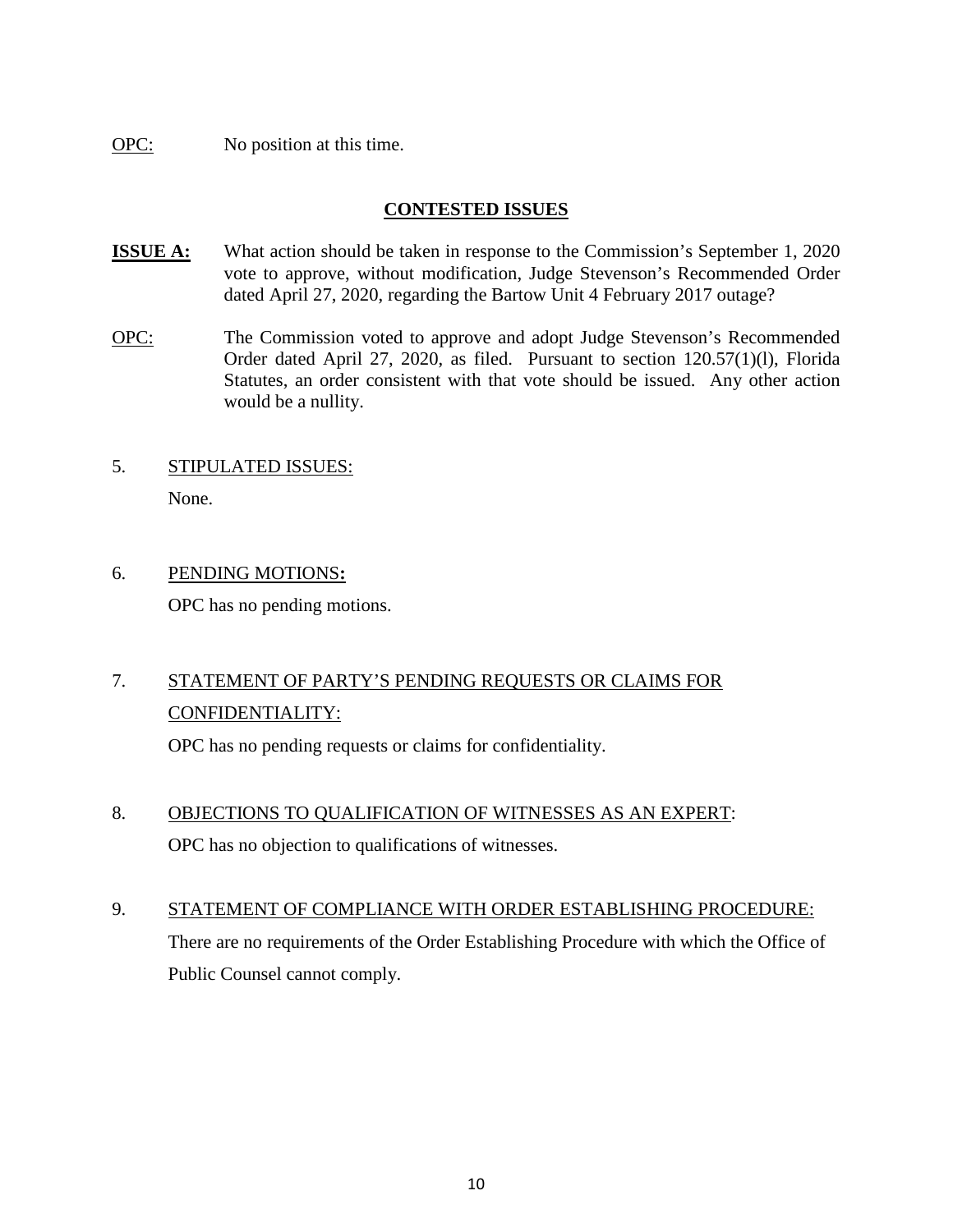OPC: No position at this time.

**CONTESTED ISSUES**

**ISSUE A:** What action should be taken in response to the Commission's September 1, 2020 vote to approve, without modification, Judge Stevenson's Recommended Order dated April 27, 2020, regarding the Bartow Unit 4 February 2017 outage?

OPC: The Commission voted to approve and adopt Judge Stevenson's Recommended Order dated April 27, 2020, as filed. Pursuant to section 120.57(1)(l), Florida Statutes, an order consistent with that vote should be issued. Any other action would be a nullity.

5. STIPULATED ISSUES:

   None.

6. PENDING MOTIONS**:**

   OPC has no pending motions.

7. STATEMENT OF PARTY'S PENDING REQUESTS OR CLAIMS FOR CONFIDENTIALITY:

   OPC has no pending requests or claims for confidentiality.

8. OBJECTIONS TO QUALIFICATION OF WITNESSES AS AN EXPERT:

   OPC has no objection to qualifications of witnesses.

9. STATEMENT OF COMPLIANCE WITH ORDER ESTABLISHING PROCEDURE:

   There are no requirements of the Order Establishing Procedure with which the Office of Public Counsel cannot comply.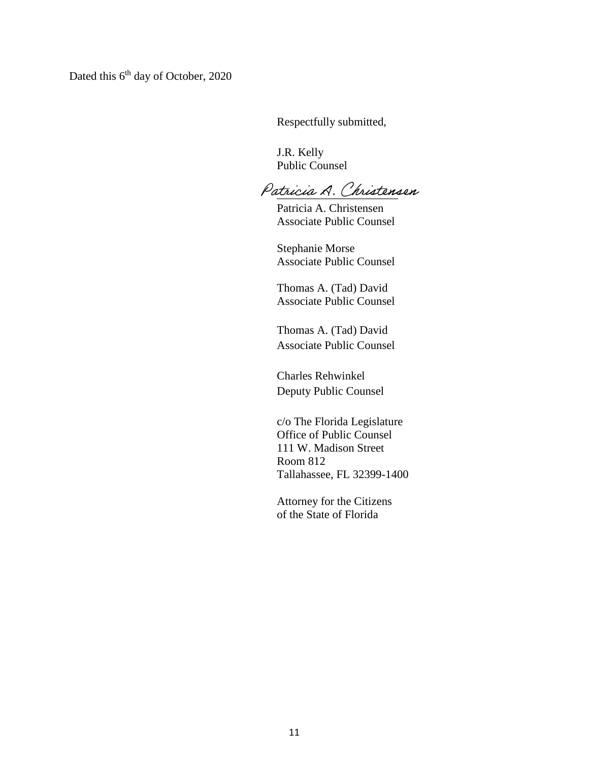Dated this 6th day of October, 2020

Respectfully submitted,

J.R. Kelly
Public Counsel

*Patricia A. Christensen*

Patricia A. Christensen
Associate Public Counsel

Stephanie Morse
Associate Public Counsel

Thomas A. (Tad) David
Associate Public Counsel

Thomas A. (Tad) David
Associate Public Counsel

Charles Rehwinkel
Deputy Public Counsel

c/o The Florida Legislature
Office of Public Counsel
111 W. Madison Street
Room 812
Tallahassee, FL 32399-1400

Attorney for the Citizens
of the State of Florida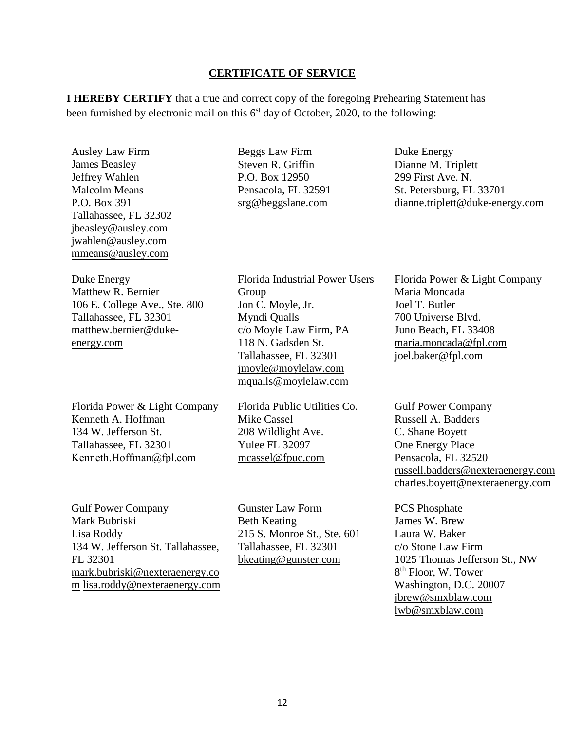## CERTIFICATE OF SERVICE

**I HEREBY CERTIFY** that a true and correct copy of the foregoing Prehearing Statement has been furnished by electronic mail on this 6[st] day of October, 2020, to the following:

Ausley Law Firm
James Beasley
Jeffrey Wahlen
Malcolm Means
P.O. Box 391
Tallahassee, FL 32302
jbeasley@ausley.com
jwahlen@ausley.com
mmeans@ausley.com

Beggs Law Firm
Steven R. Griffin
P.O. Box 12950
Pensacola, FL 32591
srg@beggslane.com

Duke Energy
Dianne M. Triplett
299 First Ave. N.
St. Petersburg, FL 33701
dianne.triplett@duke-energy.com

Duke Energy
Matthew R. Bernier
106 E. College Ave., Ste. 800
Tallahassee, FL 32301
matthew.bernier@duke-energy.com

Florida Industrial Power Users Group
Jon C. Moyle, Jr.
Myndi Qualls
c/o Moyle Law Firm, PA
118 N. Gadsden St.
Tallahassee, FL 32301
jmoyle@moylelaw.com
mqualls@moylelaw.com

Florida Power & Light Company
Maria Moncada
Joel T. Butler
700 Universe Blvd.
Juno Beach, FL 33408
maria.moncada@fpl.com
joel.baker@fpl.com

Florida Power & Light Company
Kenneth A. Hoffman
134 W. Jefferson St.
Tallahassee, FL 32301
Kenneth.Hoffman@fpl.com

Florida Public Utilities Co.
Mike Cassel
208 Wildlight Ave.
Yulee FL 32097
mcassel@fpuc.com

Gulf Power Company
Russell A. Badders
C. Shane Boyett
One Energy Place
Pensacola, FL 32520
russell.badders@nexteraenergy.com
charles.boyett@nexteraenergy.com

Gulf Power Company
Mark Bubriski
Lisa Roddy
134 W. Jefferson St. Tallahassee, FL 32301
mark.bubriski@nexteraenergy.com
lisa.roddy@nexteraenergy.com

Gunster Law Form
Beth Keating
215 S. Monroe St., Ste. 601
Tallahassee, FL 32301
bkeating@gunster.com

PCS Phosphate
James W. Brew
Laura W. Baker
c/o Stone Law Firm
1025 Thomas Jefferson St., NW
8[th] Floor, W. Tower
Washington, D.C. 20007
jbrew@smxblaw.com
lwb@smxblaw.com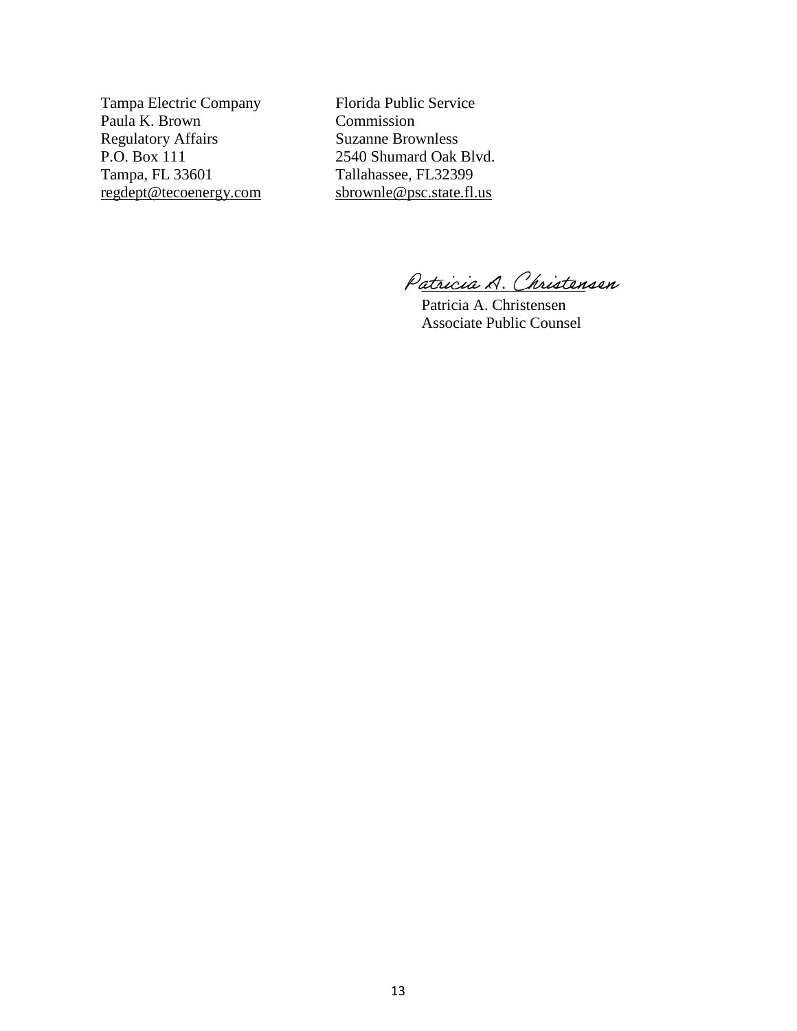Tampa Electric Company
Paula K. Brown
Regulatory Affairs
P.O. Box 111
Tampa, FL 33601
regdept@tecoenergy.com

Florida Public Service Commission
Suzanne Brownless
2540 Shumard Oak Blvd.
Tallahassee, FL32399
sbrownle@psc.state.fl.us

*Patricia A. Christensen*

Patricia A. Christensen
Associate Public Counsel